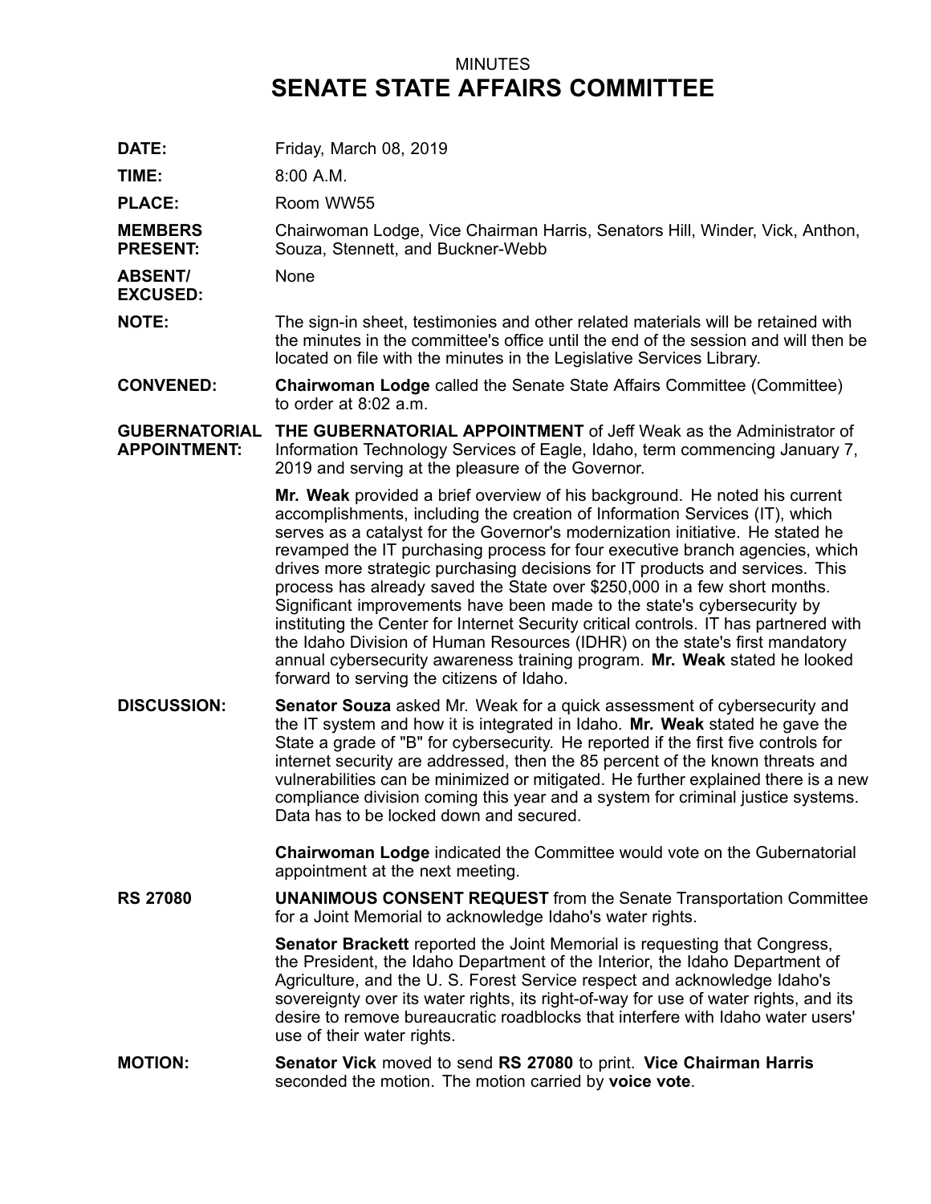MINUTES

# SENATE STATE AFFAIRS COMMITTEE

**DATE:** Friday, March 08, 2019

**TIME:** 8:00 A.M.

**PLACE:** Room WW55

**MEMBERS PRESENT:** Chairwoman Lodge, Vice Chairman Harris, Senators Hill, Winder, Vick, Anthon, Souza, Stennett, and Buckner-Webb

**ABSENT/ EXCUSED:** None

**NOTE:** The sign-in sheet, testimonies and other related materials will be retained with the minutes in the committee's office until the end of the session and will then be located on file with the minutes in the Legislative Services Library.

**CONVENED:** **Chairwoman Lodge** called the Senate State Affairs Committee (Committee) to order at 8:02 a.m.

**GUBERNATORIAL APPOINTMENT:** **THE GUBERNATORIAL APPOINTMENT** of Jeff Weak as the Administrator of Information Technology Services of Eagle, Idaho, term commencing January 7, 2019 and serving at the pleasure of the Governor.

**Mr. Weak** provided a brief overview of his background. He noted his current accomplishments, including the creation of Information Services (IT), which serves as a catalyst for the Governor's modernization initiative. He stated he revamped the IT purchasing process for four executive branch agencies, which drives more strategic purchasing decisions for IT products and services. This process has already saved the State over $250,000 in a few short months. Significant improvements have been made to the state's cybersecurity by instituting the Center for Internet Security critical controls. IT has partnered with the Idaho Division of Human Resources (IDHR) on the state's first mandatory annual cybersecurity awareness training program. **Mr. Weak** stated he looked forward to serving the citizens of Idaho.

**DISCUSSION:** **Senator Souza** asked Mr. Weak for a quick assessment of cybersecurity and the IT system and how it is integrated in Idaho. **Mr. Weak** stated he gave the State a grade of "B" for cybersecurity. He reported if the first five controls for internet security are addressed, then the 85 percent of the known threats and vulnerabilities can be minimized or mitigated. He further explained there is a new compliance division coming this year and a system for criminal justice systems. Data has to be locked down and secured.

**Chairwoman Lodge** indicated the Committee would vote on the Gubernatorial appointment at the next meeting.

**RS 27080** **UNANIMOUS CONSENT REQUEST** from the Senate Transportation Committee for a Joint Memorial to acknowledge Idaho's water rights.

**Senator Brackett** reported the Joint Memorial is requesting that Congress, the President, the Idaho Department of the Interior, the Idaho Department of Agriculture, and the U. S. Forest Service respect and acknowledge Idaho's sovereignty over its water rights, its right-of-way for use of water rights, and its desire to remove bureaucratic roadblocks that interfere with Idaho water users' use of their water rights.

**MOTION:** **Senator Vick** moved to send **RS 27080** to print. **Vice Chairman Harris** seconded the motion. The motion carried by **voice vote**.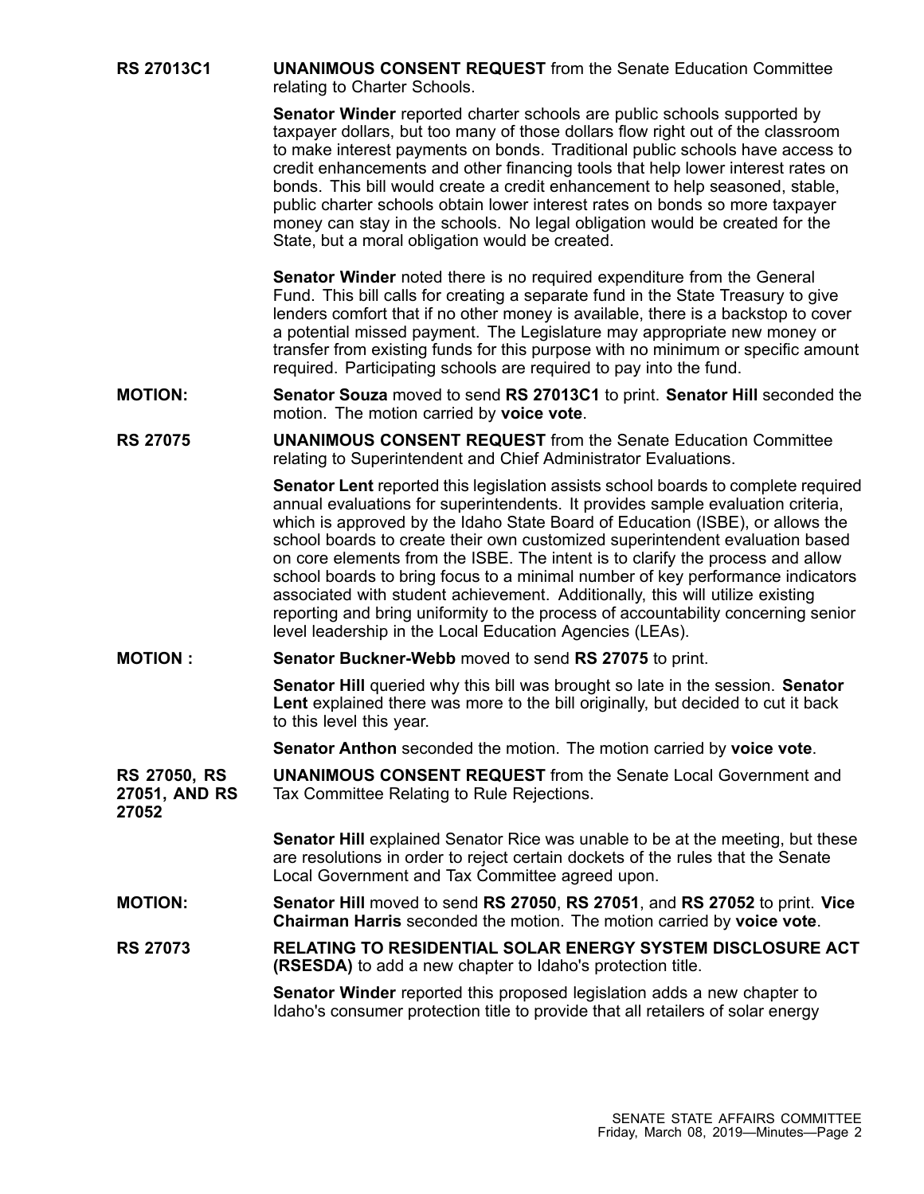**RS 27013C1** **UNANIMOUS CONSENT REQUEST** from the Senate Education Committee relating to Charter Schools.

**Senator Winder** reported charter schools are public schools supported by taxpayer dollars, but too many of those dollars flow right out of the classroom to make interest payments on bonds. Traditional public schools have access to credit enhancements and other financing tools that help lower interest rates on bonds. This bill would create a credit enhancement to help seasoned, stable, public charter schools obtain lower interest rates on bonds so more taxpayer money can stay in the schools. No legal obligation would be created for the State, but a moral obligation would be created.

**Senator Winder** noted there is no required expenditure from the General Fund. This bill calls for creating a separate fund in the State Treasury to give lenders comfort that if no other money is available, there is a backstop to cover a potential missed payment. The Legislature may appropriate new money or transfer from existing funds for this purpose with no minimum or specific amount required. Participating schools are required to pay into the fund.

**MOTION:** **Senator Souza** moved to send **RS 27013C1** to print. **Senator Hill** seconded the motion. The motion carried by **voice vote**.

**RS 27075** **UNANIMOUS CONSENT REQUEST** from the Senate Education Committee relating to Superintendent and Chief Administrator Evaluations.

**Senator Lent** reported this legislation assists school boards to complete required annual evaluations for superintendents. It provides sample evaluation criteria, which is approved by the Idaho State Board of Education (ISBE), or allows the school boards to create their own customized superintendent evaluation based on core elements from the ISBE. The intent is to clarify the process and allow school boards to bring focus to a minimal number of key performance indicators associated with student achievement. Additionally, this will utilize existing reporting and bring uniformity to the process of accountability concerning senior level leadership in the Local Education Agencies (LEAs).

**MOTION :** **Senator Buckner-Webb** moved to send **RS 27075** to print.

**Senator Hill** queried why this bill was brought so late in the session. **Senator Lent** explained there was more to the bill originally, but decided to cut it back to this level this year.

**Senator Anthon** seconded the motion. The motion carried by **voice vote**.

**RS 27050, RS 27051, AND RS 27052** **UNANIMOUS CONSENT REQUEST** from the Senate Local Government and Tax Committee Relating to Rule Rejections.

**Senator Hill** explained Senator Rice was unable to be at the meeting, but these are resolutions in order to reject certain dockets of the rules that the Senate Local Government and Tax Committee agreed upon.

**MOTION:** **Senator Hill** moved to send **RS 27050**, **RS 27051**, and **RS 27052** to print. **Vice Chairman Harris** seconded the motion. The motion carried by **voice vote**.

**RS 27073** **RELATING TO RESIDENTIAL SOLAR ENERGY SYSTEM DISCLOSURE ACT (RSESDA)** to add a new chapter to Idaho's protection title.

**Senator Winder** reported this proposed legislation adds a new chapter to Idaho's consumer protection title to provide that all retailers of solar energy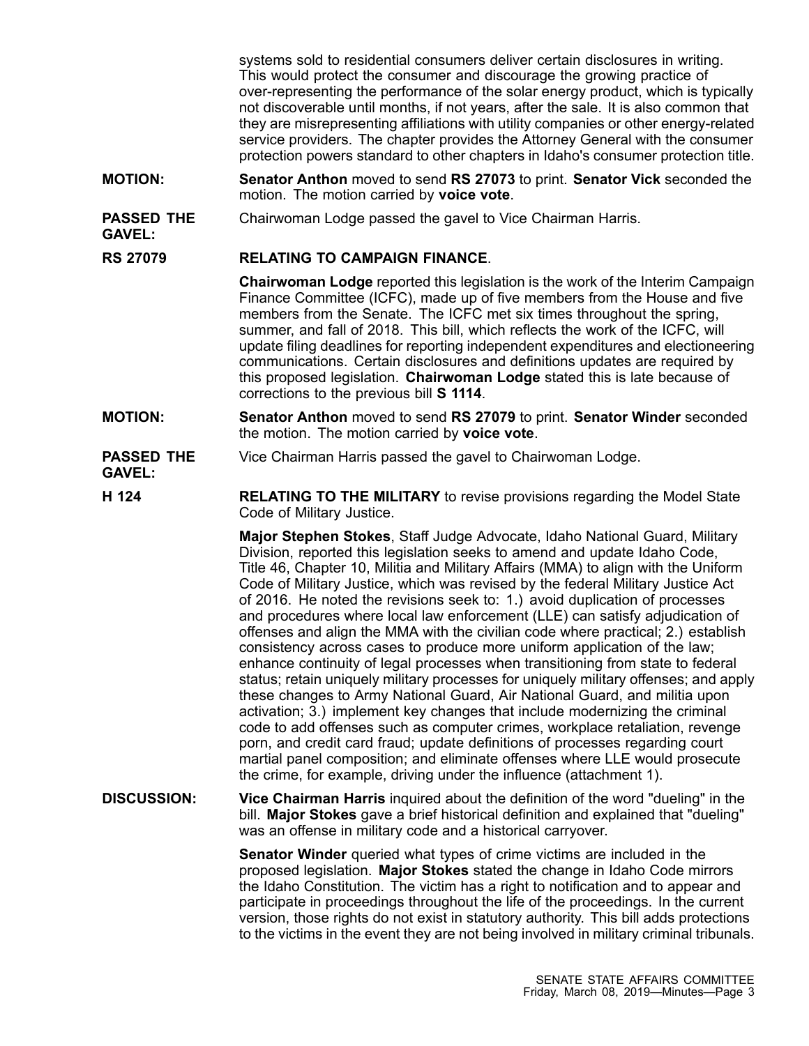systems sold to residential consumers deliver certain disclosures in writing. This would protect the consumer and discourage the growing practice of over-representing the performance of the solar energy product, which is typically not discoverable until months, if not years, after the sale. It is also common that they are misrepresenting affiliations with utility companies or other energy-related service providers. The chapter provides the Attorney General with the consumer protection powers standard to other chapters in Idaho's consumer protection title.

**MOTION:** **Senator Anthon** moved to send **RS 27073** to print. **Senator Vick** seconded the motion. The motion carried by **voice vote**.

**PASSED THE GAVEL:** Chairwoman Lodge passed the gavel to Vice Chairman Harris.

**RS 27079** **RELATING TO CAMPAIGN FINANCE**.

**Chairwoman Lodge** reported this legislation is the work of the Interim Campaign Finance Committee (ICFC), made up of five members from the House and five members from the Senate. The ICFC met six times throughout the spring, summer, and fall of 2018. This bill, which reflects the work of the ICFC, will update filing deadlines for reporting independent expenditures and electioneering communications. Certain disclosures and definitions updates are required by this proposed legislation. **Chairwoman Lodge** stated this is late because of corrections to the previous bill **S 1114**.

**MOTION:** **Senator Anthon** moved to send **RS 27079** to print. **Senator Winder** seconded the motion. The motion carried by **voice vote**.

**PASSED THE GAVEL:** Vice Chairman Harris passed the gavel to Chairwoman Lodge.

**H 124** **RELATING TO THE MILITARY** to revise provisions regarding the Model State Code of Military Justice.

**Major Stephen Stokes**, Staff Judge Advocate, Idaho National Guard, Military Division, reported this legislation seeks to amend and update Idaho Code, Title 46, Chapter 10, Militia and Military Affairs (MMA) to align with the Uniform Code of Military Justice, which was revised by the federal Military Justice Act of 2016. He noted the revisions seek to: 1.) avoid duplication of processes and procedures where local law enforcement (LLE) can satisfy adjudication of offenses and align the MMA with the civilian code where practical; 2.) establish consistency across cases to produce more uniform application of the law; enhance continuity of legal processes when transitioning from state to federal status; retain uniquely military processes for uniquely military offenses; and apply these changes to Army National Guard, Air National Guard, and militia upon activation; 3.) implement key changes that include modernizing the criminal code to add offenses such as computer crimes, workplace retaliation, revenge porn, and credit card fraud; update definitions of processes regarding court martial panel composition; and eliminate offenses where LLE would prosecute the crime, for example, driving under the influence (attachment 1).

**DISCUSSION:** **Vice Chairman Harris** inquired about the definition of the word "dueling" in the bill. **Major Stokes** gave a brief historical definition and explained that "dueling" was an offense in military code and a historical carryover.

**Senator Winder** queried what types of crime victims are included in the proposed legislation. **Major Stokes** stated the change in Idaho Code mirrors the Idaho Constitution. The victim has a right to notification and to appear and participate in proceedings throughout the life of the proceedings. In the current version, those rights do not exist in statutory authority. This bill adds protections to the victims in the event they are not being involved in military criminal tribunals.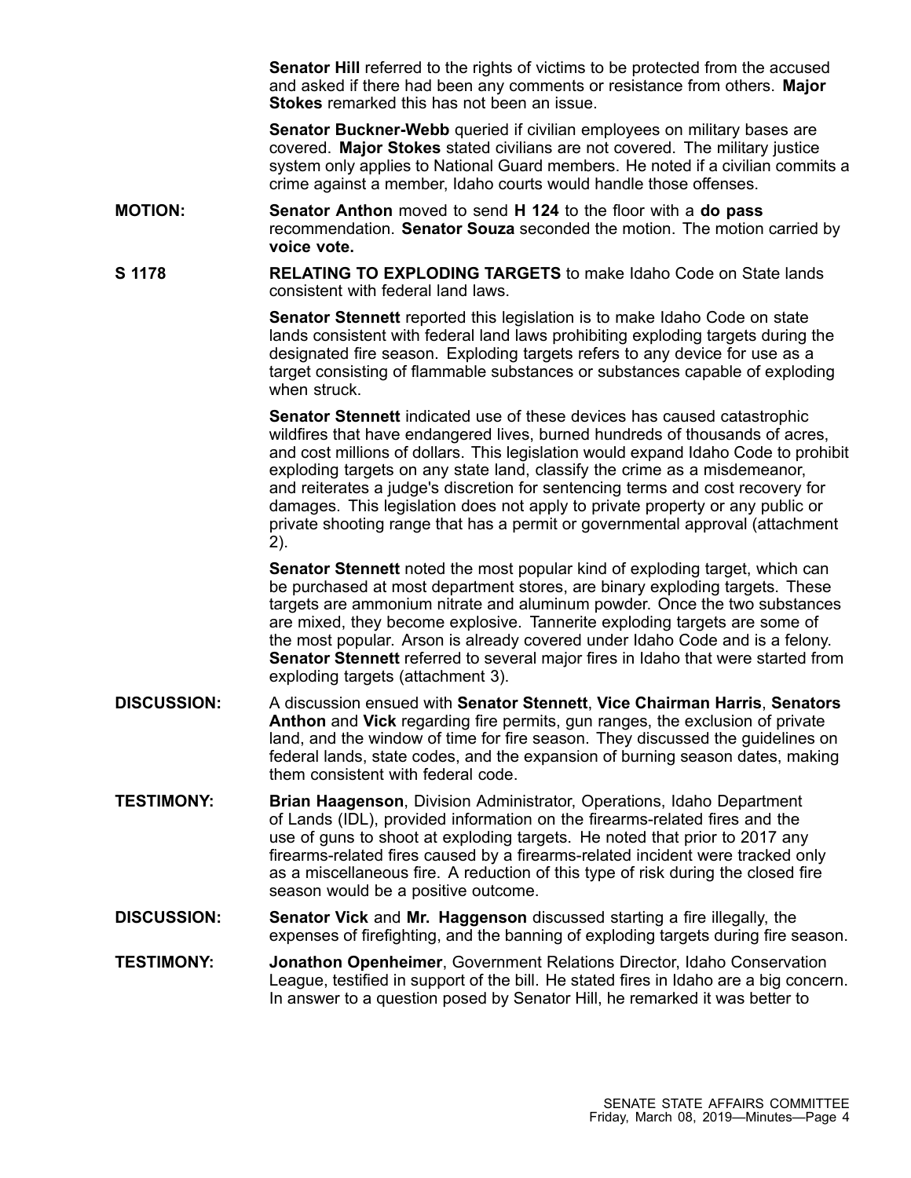**Senator Hill** referred to the rights of victims to be protected from the accused and asked if there had been any comments or resistance from others. **Major Stokes** remarked this has not been an issue.

**Senator Buckner-Webb** queried if civilian employees on military bases are covered. **Major Stokes** stated civilians are not covered. The military justice system only applies to National Guard members. He noted if a civilian commits a crime against a member, Idaho courts would handle those offenses.

**MOTION:** **Senator Anthon** moved to send **H 124** to the floor with a **do pass** recommendation. **Senator Souza** seconded the motion. The motion carried by **voice vote.**

**S 1178** **RELATING TO EXPLODING TARGETS** to make Idaho Code on State lands consistent with federal land laws.

**Senator Stennett** reported this legislation is to make Idaho Code on state lands consistent with federal land laws prohibiting exploding targets during the designated fire season. Exploding targets refers to any device for use as a target consisting of flammable substances or substances capable of exploding when struck.

**Senator Stennett** indicated use of these devices has caused catastrophic wildfires that have endangered lives, burned hundreds of thousands of acres, and cost millions of dollars. This legislation would expand Idaho Code to prohibit exploding targets on any state land, classify the crime as a misdemeanor, and reiterates a judge's discretion for sentencing terms and cost recovery for damages. This legislation does not apply to private property or any public or private shooting range that has a permit or governmental approval (attachment 2).

**Senator Stennett** noted the most popular kind of exploding target, which can be purchased at most department stores, are binary exploding targets. These targets are ammonium nitrate and aluminum powder. Once the two substances are mixed, they become explosive. Tannerite exploding targets are some of the most popular. Arson is already covered under Idaho Code and is a felony. **Senator Stennett** referred to several major fires in Idaho that were started from exploding targets (attachment 3).

**DISCUSSION:** A discussion ensued with **Senator Stennett**, **Vice Chairman Harris**, **Senators Anthon** and **Vick** regarding fire permits, gun ranges, the exclusion of private land, and the window of time for fire season. They discussed the guidelines on federal lands, state codes, and the expansion of burning season dates, making them consistent with federal code.

**TESTIMONY:** **Brian Haagenson**, Division Administrator, Operations, Idaho Department of Lands (IDL), provided information on the firearms-related fires and the use of guns to shoot at exploding targets. He noted that prior to 2017 any firearms-related fires caused by a firearms-related incident were tracked only as a miscellaneous fire. A reduction of this type of risk during the closed fire season would be a positive outcome.

**DISCUSSION:** **Senator Vick** and **Mr. Haggenson** discussed starting a fire illegally, the expenses of firefighting, and the banning of exploding targets during fire season.

**TESTIMONY:** **Jonathon Openheimer**, Government Relations Director, Idaho Conservation League, testified in support of the bill. He stated fires in Idaho are a big concern. In answer to a question posed by Senator Hill, he remarked it was better to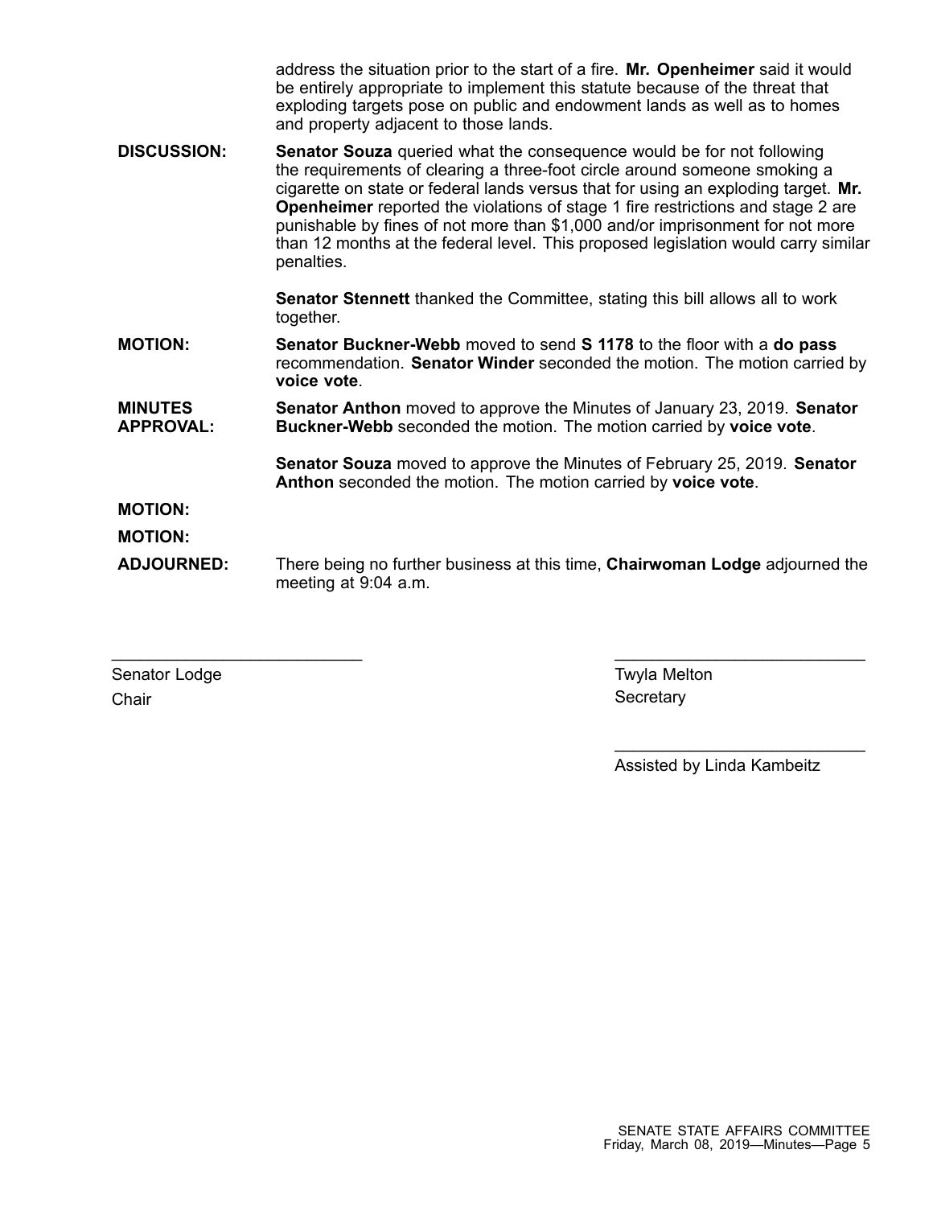address the situation prior to the start of a fire. **Mr. Openheimer** said it would be entirely appropriate to implement this statute because of the threat that exploding targets pose on public and endowment lands as well as to homes and property adjacent to those lands.

**DISCUSSION:** **Senator Souza** queried what the consequence would be for not following the requirements of clearing a three-foot circle around someone smoking a cigarette on state or federal lands versus that for using an exploding target. **Mr. Openheimer** reported the violations of stage 1 fire restrictions and stage 2 are punishable by fines of not more than $1,000 and/or imprisonment for not more than 12 months at the federal level. This proposed legislation would carry similar penalties.

**Senator Stennett** thanked the Committee, stating this bill allows all to work together.

**MOTION:** **Senator Buckner-Webb** moved to send **S 1178** to the floor with a **do pass** recommendation. **Senator Winder** seconded the motion. The motion carried by **voice vote**.

**MINUTES APPROVAL:** **Senator Anthon** moved to approve the Minutes of January 23, 2019. **Senator Buckner-Webb** seconded the motion. The motion carried by **voice vote**.

**Senator Souza** moved to approve the Minutes of February 25, 2019. **Senator Anthon** seconded the motion. The motion carried by **voice vote**.

**MOTION:**

**MOTION:**

**ADJOURNED:** There being no further business at this time, **Chairwoman Lodge** adjourned the meeting at 9:04 a.m.

___________________________
Senator Lodge
Chair

___________________________
Twyla Melton
Secretary

___________________________
Assisted by Linda Kambeitz